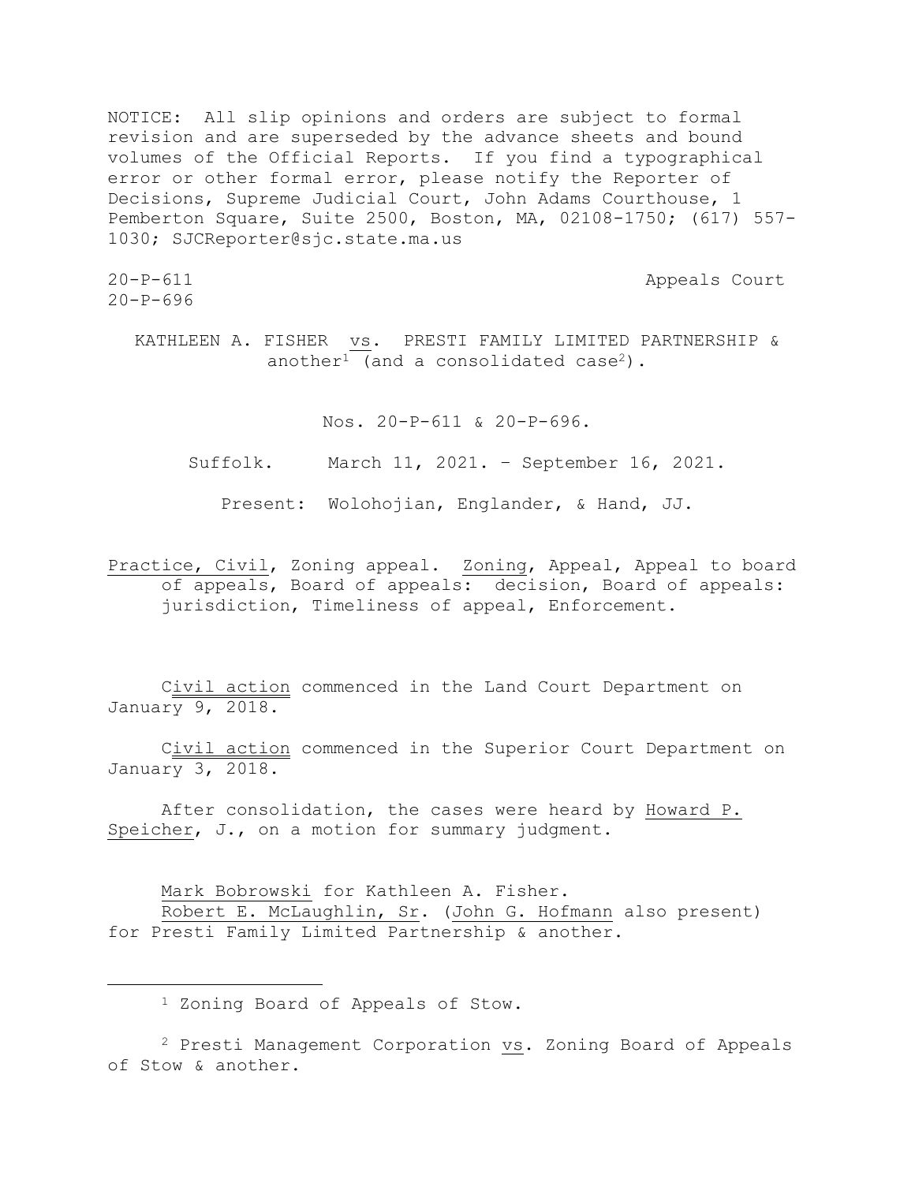NOTICE: All slip opinions and orders are subject to formal revision and are superseded by the advance sheets and bound volumes of the Official Reports. If you find a typographical error or other formal error, please notify the Reporter of Decisions, Supreme Judicial Court, John Adams Courthouse, 1 Pemberton Square, Suite 2500, Boston, MA, 02108-1750; (617) 557-1030; SJCReporter@sjc.state.ma.us

20-P-611 Appeals Court
20-P-696

KATHLEEN A. FISHER vs. PRESTI FAMILY LIMITED PARTNERSHIP & another[1] (and a consolidated case[2]).

Nos. 20-P-611 & 20-P-696.

Suffolk. March 11, 2021. – September 16, 2021.

Present: Wolohojian, Englander, & Hand, JJ.

Practice, Civil, Zoning appeal. Zoning, Appeal, Appeal to board of appeals, Board of appeals: decision, Board of appeals: jurisdiction, Timeliness of appeal, Enforcement.

Civil action commenced in the Land Court Department on January 9, 2018.

Civil action commenced in the Superior Court Department on January 3, 2018.

After consolidation, the cases were heard by Howard P. Speicher, J., on a motion for summary judgment.

Mark Bobrowski for Kathleen A. Fisher.
Robert E. McLaughlin, Sr. (John G. Hofmann also present) for Presti Family Limited Partnership & another.

---

[1] Zoning Board of Appeals of Stow.

[2] Presti Management Corporation vs. Zoning Board of Appeals of Stow & another.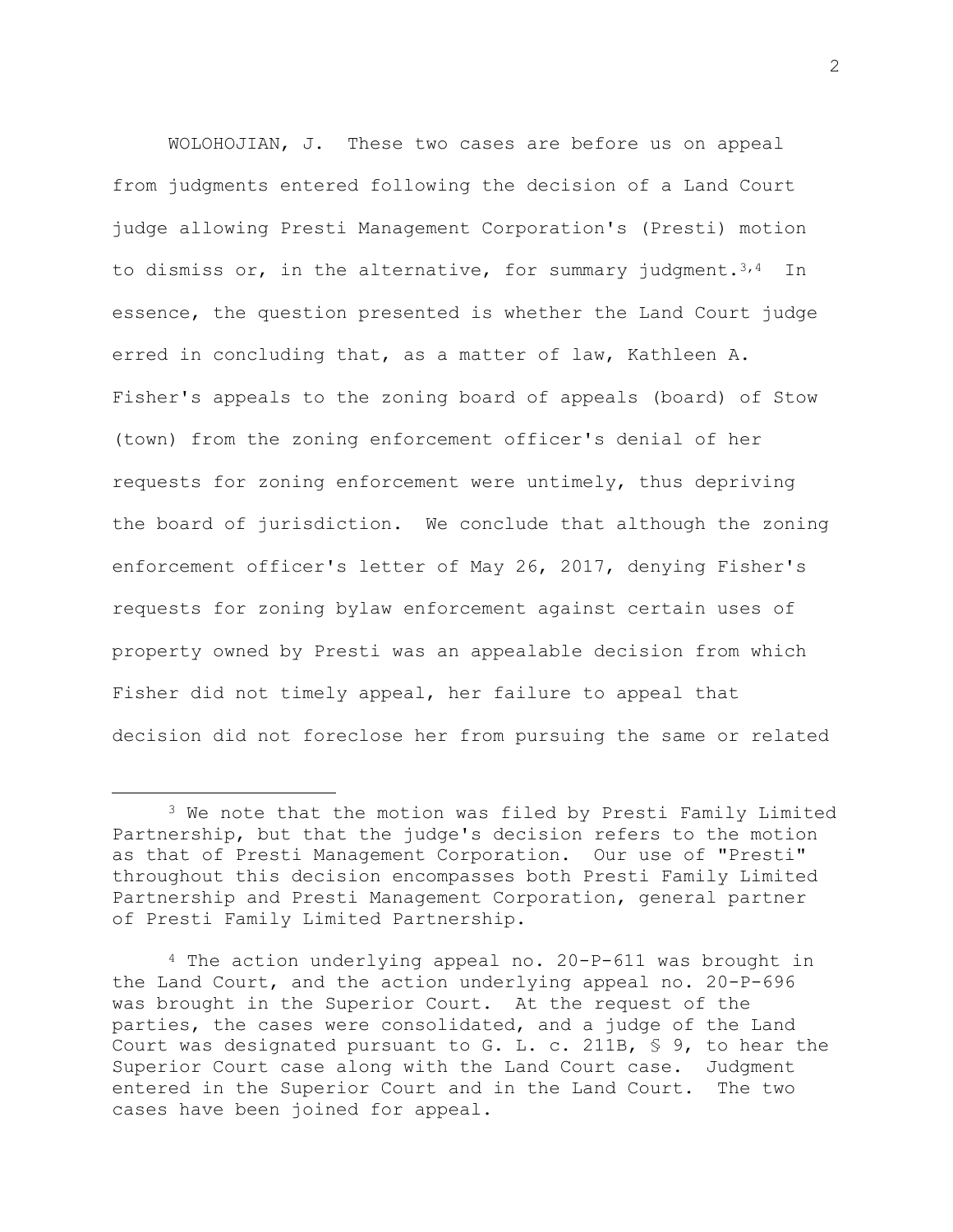WOLOHOJIAN, J. These two cases are before us on appeal from judgments entered following the decision of a Land Court judge allowing Presti Management Corporation's (Presti) motion to dismiss or, in the alternative, for summary judgment.[3,4] In essence, the question presented is whether the Land Court judge erred in concluding that, as a matter of law, Kathleen A. Fisher's appeals to the zoning board of appeals (board) of Stow (town) from the zoning enforcement officer's denial of her requests for zoning enforcement were untimely, thus depriving the board of jurisdiction. We conclude that although the zoning enforcement officer's letter of May 26, 2017, denying Fisher's requests for zoning bylaw enforcement against certain uses of property owned by Presti was an appealable decision from which Fisher did not timely appeal, her failure to appeal that decision did not foreclose her from pursuing the same or related

---

[3] We note that the motion was filed by Presti Family Limited Partnership, but that the judge's decision refers to the motion as that of Presti Management Corporation. Our use of "Presti" throughout this decision encompasses both Presti Family Limited Partnership and Presti Management Corporation, general partner of Presti Family Limited Partnership.

[4] The action underlying appeal no. 20-P-611 was brought in the Land Court, and the action underlying appeal no. 20-P-696 was brought in the Superior Court. At the request of the parties, the cases were consolidated, and a judge of the Land Court was designated pursuant to G. L. c. 211B, § 9, to hear the Superior Court case along with the Land Court case. Judgment entered in the Superior Court and in the Land Court. The two cases have been joined for appeal.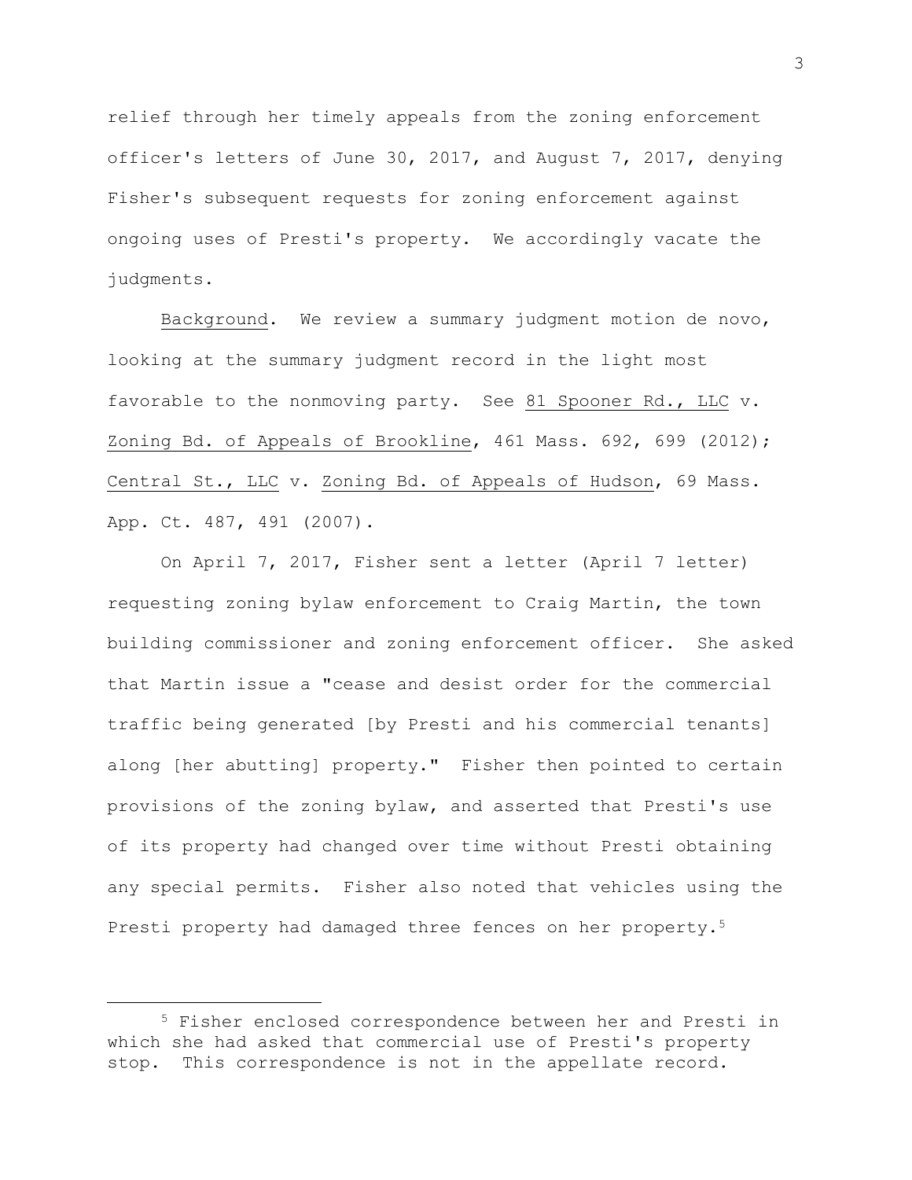relief through her timely appeals from the zoning enforcement officer's letters of June 30, 2017, and August 7, 2017, denying Fisher's subsequent requests for zoning enforcement against ongoing uses of Presti's property. We accordingly vacate the judgments.

Background. We review a summary judgment motion de novo, looking at the summary judgment record in the light most favorable to the nonmoving party. See 81 Spooner Rd., LLC v. Zoning Bd. of Appeals of Brookline, 461 Mass. 692, 699 (2012); Central St., LLC v. Zoning Bd. of Appeals of Hudson, 69 Mass. App. Ct. 487, 491 (2007).

On April 7, 2017, Fisher sent a letter (April 7 letter) requesting zoning bylaw enforcement to Craig Martin, the town building commissioner and zoning enforcement officer. She asked that Martin issue a "cease and desist order for the commercial traffic being generated [by Presti and his commercial tenants] along [her abutting] property." Fisher then pointed to certain provisions of the zoning bylaw, and asserted that Presti's use of its property had changed over time without Presti obtaining any special permits. Fisher also noted that vehicles using the Presti property had damaged three fences on her property.[5]

---

[5] Fisher enclosed correspondence between her and Presti in which she had asked that commercial use of Presti's property stop. This correspondence is not in the appellate record.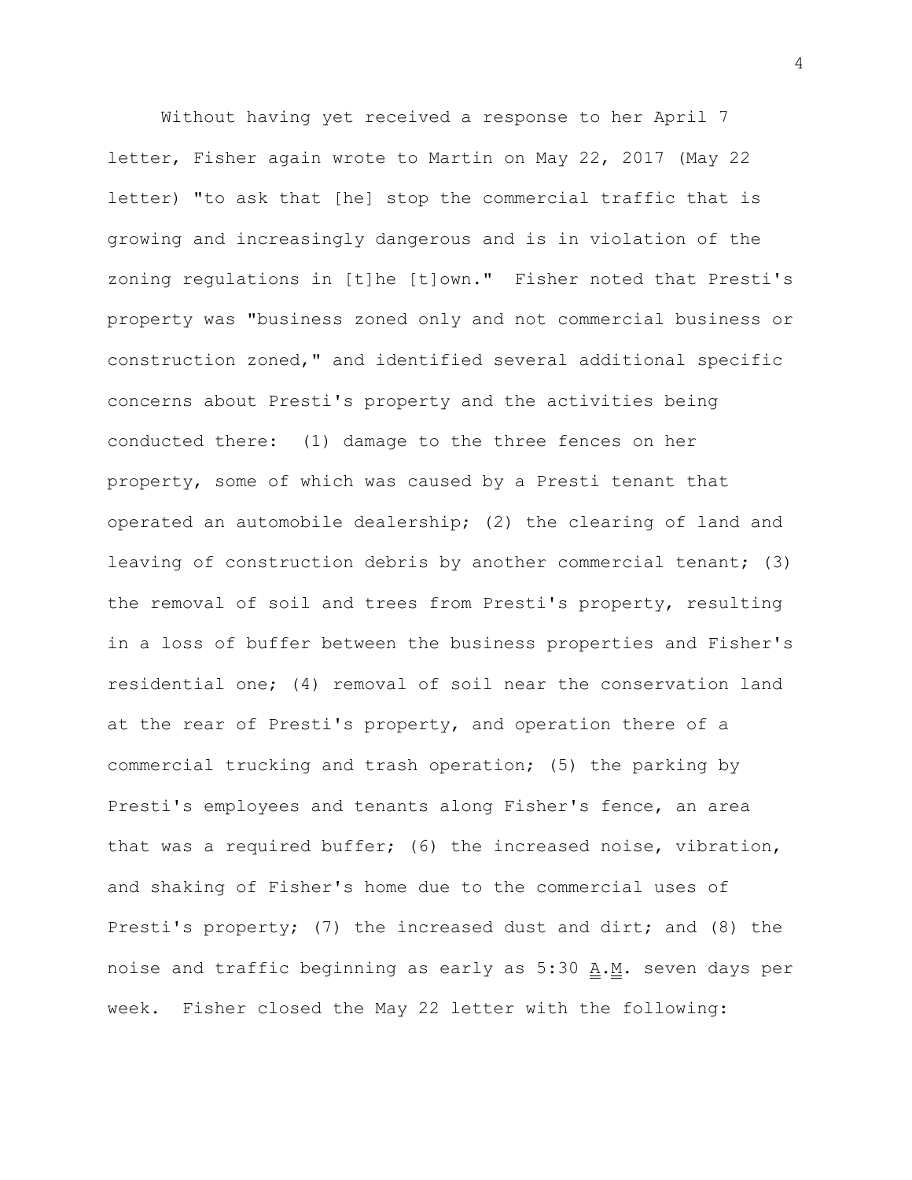Without having yet received a response to her April 7 letter, Fisher again wrote to Martin on May 22, 2017 (May 22 letter) "to ask that [he] stop the commercial traffic that is growing and increasingly dangerous and is in violation of the zoning regulations in [t]he [t]own." Fisher noted that Presti's property was "business zoned only and not commercial business or construction zoned," and identified several additional specific concerns about Presti's property and the activities being conducted there: (1) damage to the three fences on her property, some of which was caused by a Presti tenant that operated an automobile dealership; (2) the clearing of land and leaving of construction debris by another commercial tenant; (3) the removal of soil and trees from Presti's property, resulting in a loss of buffer between the business properties and Fisher's residential one; (4) removal of soil near the conservation land at the rear of Presti's property, and operation there of a commercial trucking and trash operation; (5) the parking by Presti's employees and tenants along Fisher's fence, an area that was a required buffer; (6) the increased noise, vibration, and shaking of Fisher's home due to the commercial uses of Presti's property; (7) the increased dust and dirt; and (8) the noise and traffic beginning as early as 5:30 A.M. seven days per week. Fisher closed the May 22 letter with the following: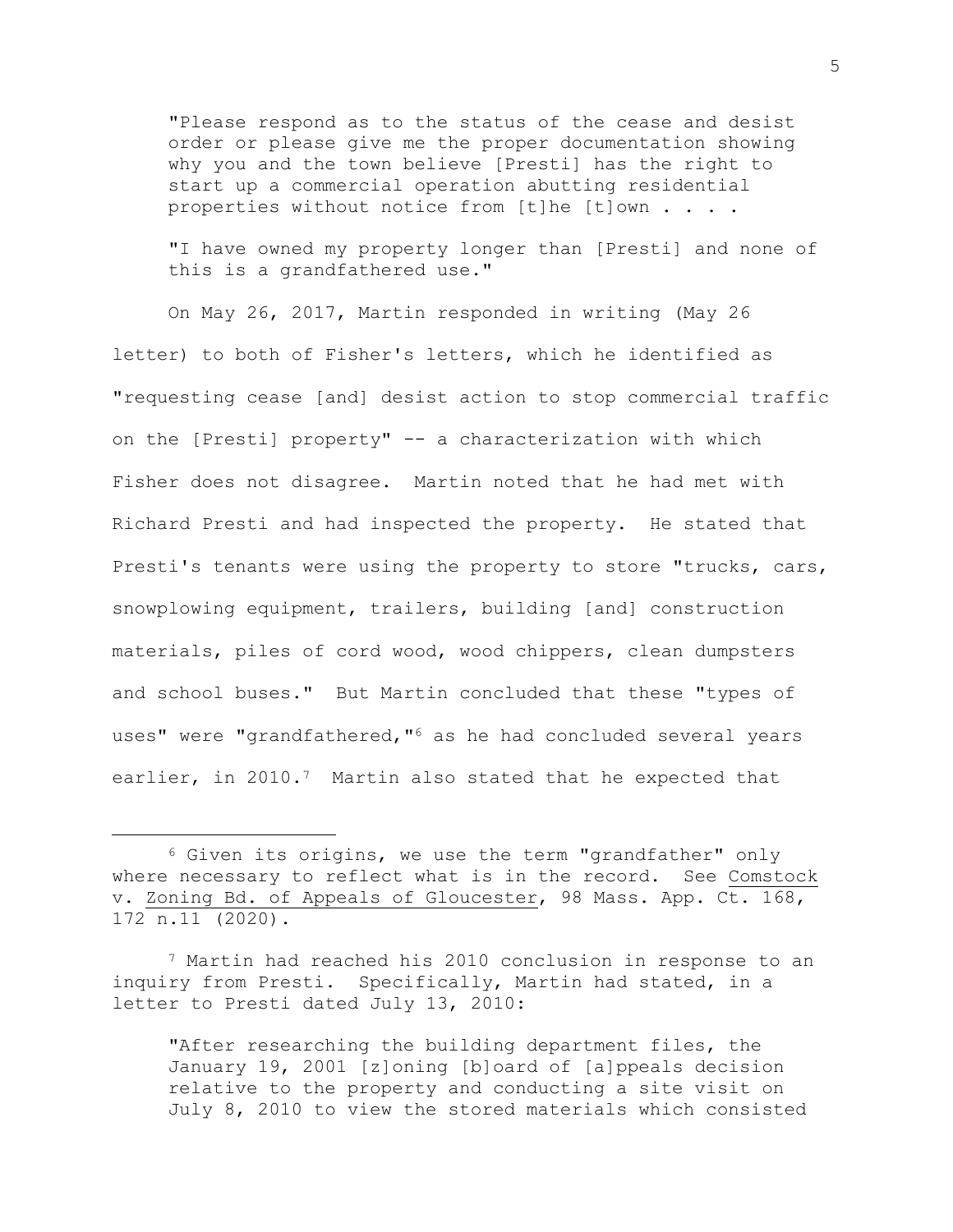> "Please respond as to the status of the cease and desist order or please give me the proper documentation showing why you and the town believe [Presti] has the right to start up a commercial operation abutting residential properties without notice from [t]he [t]own . . . .
>
> "I have owned my property longer than [Presti] and none of this is a grandfathered use."

On May 26, 2017, Martin responded in writing (May 26 letter) to both of Fisher's letters, which he identified as "requesting cease [and] desist action to stop commercial traffic on the [Presti] property" -- a characterization with which Fisher does not disagree. Martin noted that he had met with Richard Presti and had inspected the property. He stated that Presti's tenants were using the property to store "trucks, cars, snowplowing equipment, trailers, building [and] construction materials, piles of cord wood, wood chippers, clean dumpsters and school buses." But Martin concluded that these "types of uses" were "grandfathered,"[6] as he had concluded several years earlier, in 2010.[7] Martin also stated that he expected that

---

[6] Given its origins, we use the term "grandfather" only where necessary to reflect what is in the record. See Comstock v. Zoning Bd. of Appeals of Gloucester, 98 Mass. App. Ct. 168, 172 n.11 (2020).

[7] Martin had reached his 2010 conclusion in response to an inquiry from Presti. Specifically, Martin had stated, in a letter to Presti dated July 13, 2010:

> "After researching the building department files, the January 19, 2001 [z]oning [b]oard of [a]ppeals decision relative to the property and conducting a site visit on July 8, 2010 to view the stored materials which consisted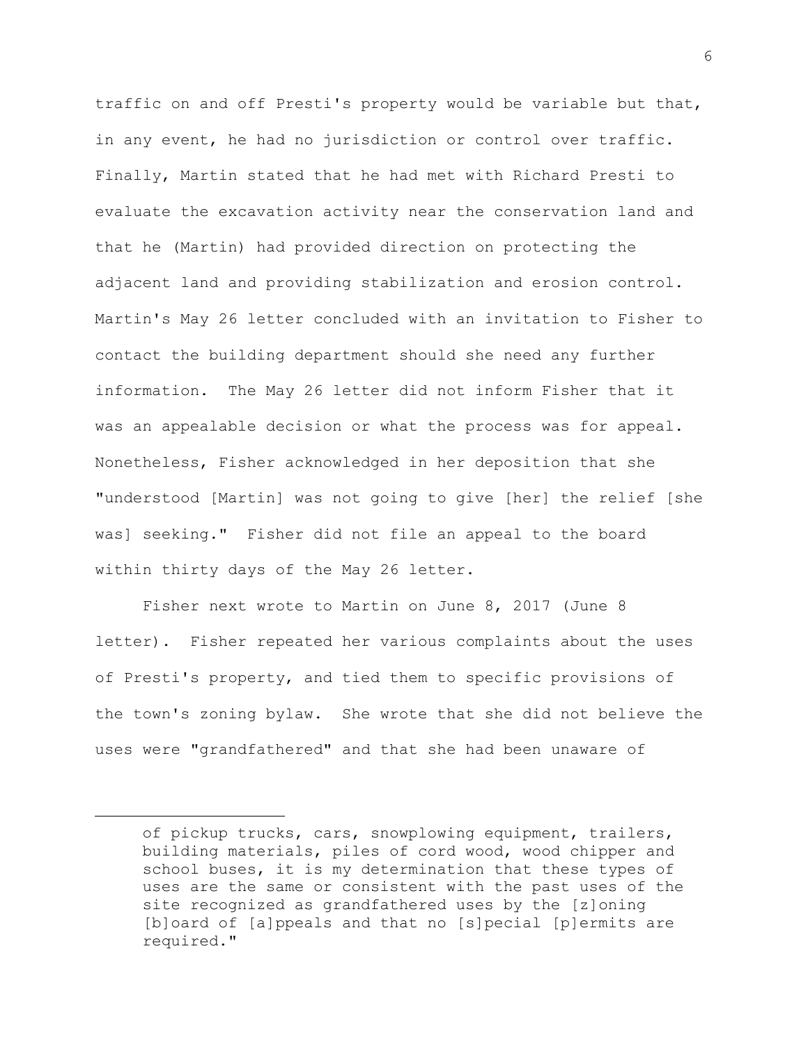traffic on and off Presti's property would be variable but that, in any event, he had no jurisdiction or control over traffic. Finally, Martin stated that he had met with Richard Presti to evaluate the excavation activity near the conservation land and that he (Martin) had provided direction on protecting the adjacent land and providing stabilization and erosion control. Martin's May 26 letter concluded with an invitation to Fisher to contact the building department should she need any further information. The May 26 letter did not inform Fisher that it was an appealable decision or what the process was for appeal. Nonetheless, Fisher acknowledged in her deposition that she "understood [Martin] was not going to give [her] the relief [she was] seeking." Fisher did not file an appeal to the board within thirty days of the May 26 letter.

Fisher next wrote to Martin on June 8, 2017 (June 8 letter). Fisher repeated her various complaints about the uses of Presti's property, and tied them to specific provisions of the town's zoning bylaw. She wrote that she did not believe the uses were "grandfathered" and that she had been unaware of

---

of pickup trucks, cars, snowplowing equipment, trailers, building materials, piles of cord wood, wood chipper and school buses, it is my determination that these types of uses are the same or consistent with the past uses of the site recognized as grandfathered uses by the [z]oning [b]oard of [a]ppeals and that no [s]pecial [p]ermits are required."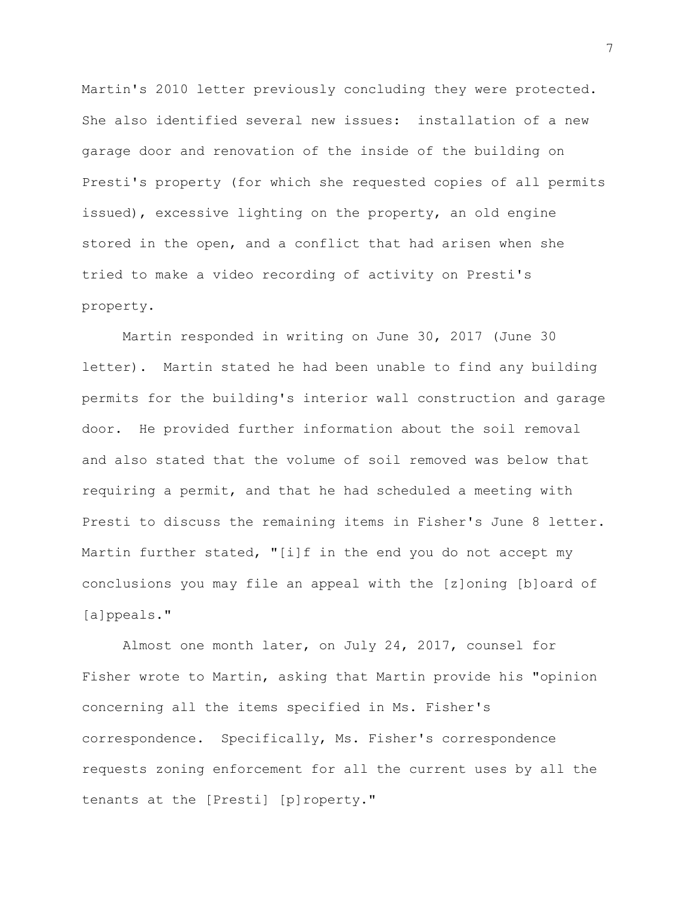Martin's 2010 letter previously concluding they were protected. She also identified several new issues: installation of a new garage door and renovation of the inside of the building on Presti's property (for which she requested copies of all permits issued), excessive lighting on the property, an old engine stored in the open, and a conflict that had arisen when she tried to make a video recording of activity on Presti's property.

Martin responded in writing on June 30, 2017 (June 30 letter). Martin stated he had been unable to find any building permits for the building's interior wall construction and garage door. He provided further information about the soil removal and also stated that the volume of soil removed was below that requiring a permit, and that he had scheduled a meeting with Presti to discuss the remaining items in Fisher's June 8 letter. Martin further stated, "[i]f in the end you do not accept my conclusions you may file an appeal with the [z]oning [b]oard of [a]ppeals."

Almost one month later, on July 24, 2017, counsel for Fisher wrote to Martin, asking that Martin provide his "opinion concerning all the items specified in Ms. Fisher's correspondence. Specifically, Ms. Fisher's correspondence requests zoning enforcement for all the current uses by all the tenants at the [Presti] [p]roperty."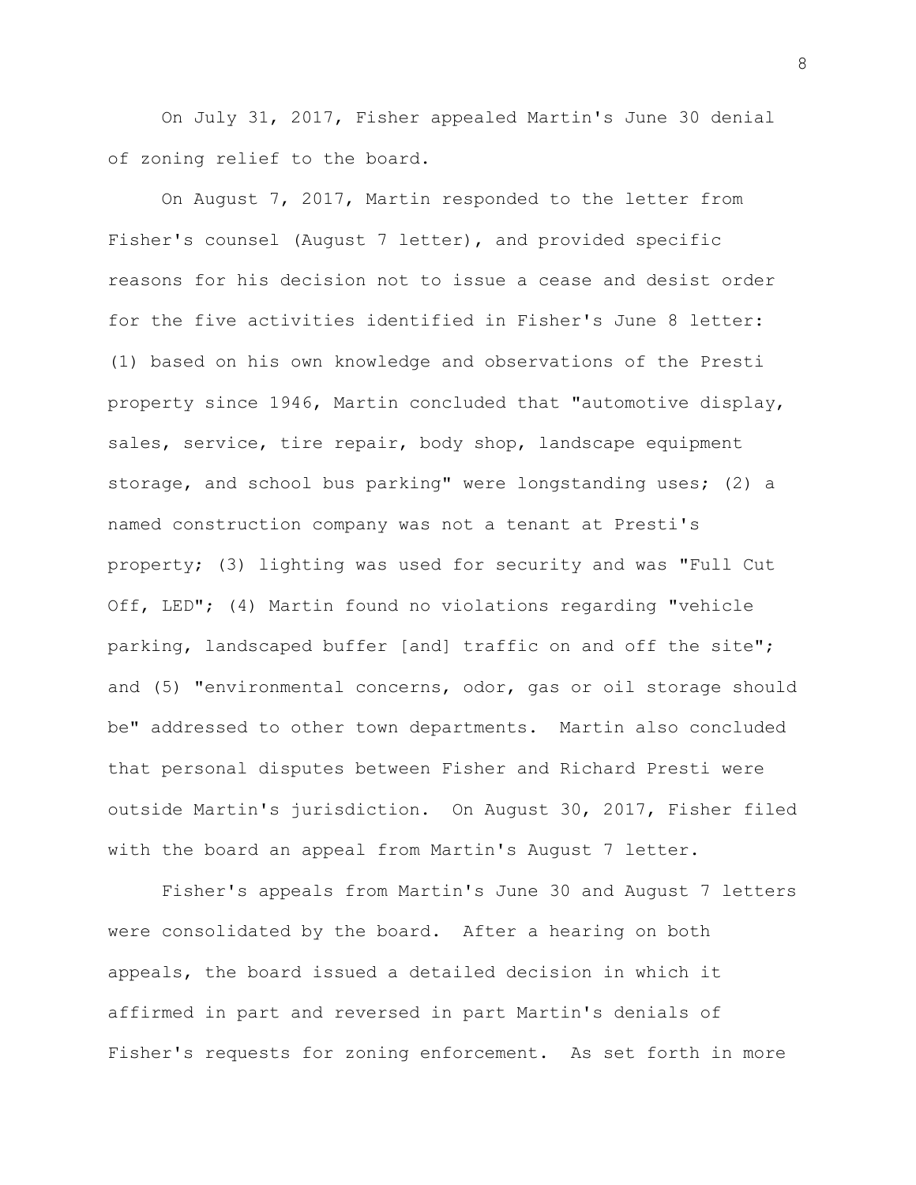On July 31, 2017, Fisher appealed Martin's June 30 denial of zoning relief to the board.

On August 7, 2017, Martin responded to the letter from Fisher's counsel (August 7 letter), and provided specific reasons for his decision not to issue a cease and desist order for the five activities identified in Fisher's June 8 letter: (1) based on his own knowledge and observations of the Presti property since 1946, Martin concluded that "automotive display, sales, service, tire repair, body shop, landscape equipment storage, and school bus parking" were longstanding uses; (2) a named construction company was not a tenant at Presti's property; (3) lighting was used for security and was "Full Cut Off, LED"; (4) Martin found no violations regarding "vehicle parking, landscaped buffer [and] traffic on and off the site"; and (5) "environmental concerns, odor, gas or oil storage should be" addressed to other town departments. Martin also concluded that personal disputes between Fisher and Richard Presti were outside Martin's jurisdiction. On August 30, 2017, Fisher filed with the board an appeal from Martin's August 7 letter.

Fisher's appeals from Martin's June 30 and August 7 letters were consolidated by the board. After a hearing on both appeals, the board issued a detailed decision in which it affirmed in part and reversed in part Martin's denials of Fisher's requests for zoning enforcement. As set forth in more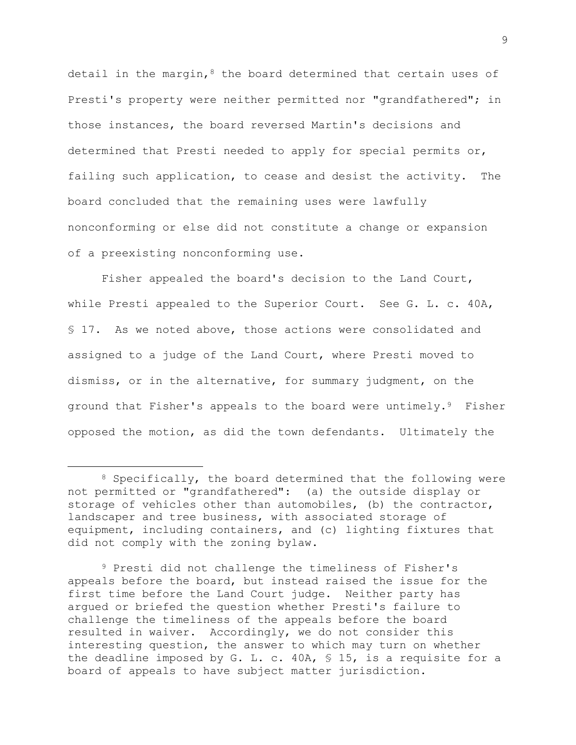detail in the margin,[8] the board determined that certain uses of Presti's property were neither permitted nor "grandfathered"; in those instances, the board reversed Martin's decisions and determined that Presti needed to apply for special permits or, failing such application, to cease and desist the activity. The board concluded that the remaining uses were lawfully nonconforming or else did not constitute a change or expansion of a preexisting nonconforming use.

Fisher appealed the board's decision to the Land Court, while Presti appealed to the Superior Court. See G. L. c. 40A, § 17. As we noted above, those actions were consolidated and assigned to a judge of the Land Court, where Presti moved to dismiss, or in the alternative, for summary judgment, on the ground that Fisher's appeals to the board were untimely.[9] Fisher opposed the motion, as did the town defendants. Ultimately the

---

[8] Specifically, the board determined that the following were not permitted or "grandfathered": (a) the outside display or storage of vehicles other than automobiles, (b) the contractor, landscaper and tree business, with associated storage of equipment, including containers, and (c) lighting fixtures that did not comply with the zoning bylaw.

[9] Presti did not challenge the timeliness of Fisher's appeals before the board, but instead raised the issue for the first time before the Land Court judge. Neither party has argued or briefed the question whether Presti's failure to challenge the timeliness of the appeals before the board resulted in waiver. Accordingly, we do not consider this interesting question, the answer to which may turn on whether the deadline imposed by G. L. c. 40A, § 15, is a requisite for a board of appeals to have subject matter jurisdiction.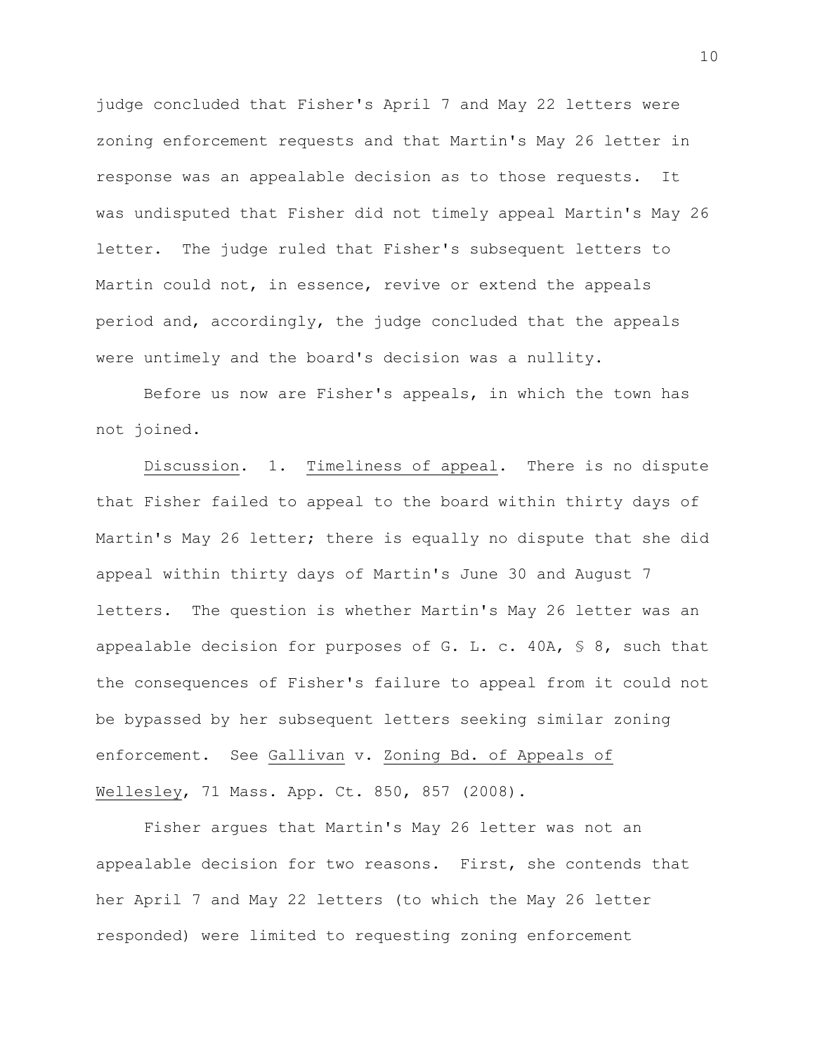judge concluded that Fisher's April 7 and May 22 letters were zoning enforcement requests and that Martin's May 26 letter in response was an appealable decision as to those requests. It was undisputed that Fisher did not timely appeal Martin's May 26 letter. The judge ruled that Fisher's subsequent letters to Martin could not, in essence, revive or extend the appeals period and, accordingly, the judge concluded that the appeals were untimely and the board's decision was a nullity.

Before us now are Fisher's appeals, in which the town has not joined.

Discussion. 1. Timeliness of appeal. There is no dispute that Fisher failed to appeal to the board within thirty days of Martin's May 26 letter; there is equally no dispute that she did appeal within thirty days of Martin's June 30 and August 7 letters. The question is whether Martin's May 26 letter was an appealable decision for purposes of G. L. c. 40A, § 8, such that the consequences of Fisher's failure to appeal from it could not be bypassed by her subsequent letters seeking similar zoning enforcement. See Gallivan v. Zoning Bd. of Appeals of Wellesley, 71 Mass. App. Ct. 850, 857 (2008).

Fisher argues that Martin's May 26 letter was not an appealable decision for two reasons. First, she contends that her April 7 and May 22 letters (to which the May 26 letter responded) were limited to requesting zoning enforcement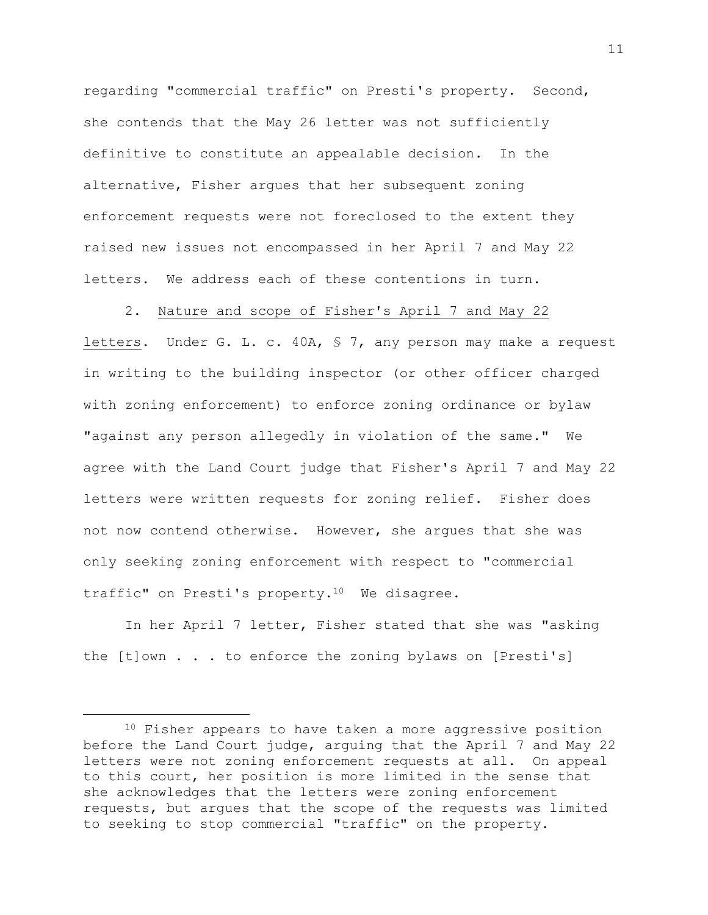regarding "commercial traffic" on Presti's property. Second, she contends that the May 26 letter was not sufficiently definitive to constitute an appealable decision. In the alternative, Fisher argues that her subsequent zoning enforcement requests were not foreclosed to the extent they raised new issues not encompassed in her April 7 and May 22 letters. We address each of these contentions in turn.

2. Nature and scope of Fisher's April 7 and May 22 letters. Under G. L. c. 40A, § 7, any person may make a request in writing to the building inspector (or other officer charged with zoning enforcement) to enforce zoning ordinance or bylaw "against any person allegedly in violation of the same." We agree with the Land Court judge that Fisher's April 7 and May 22 letters were written requests for zoning relief. Fisher does not now contend otherwise. However, she argues that she was only seeking zoning enforcement with respect to "commercial traffic" on Presti's property.[10] We disagree.

In her April 7 letter, Fisher stated that she was "asking the [t]own . . . to enforce the zoning bylaws on [Presti's]

[10] Fisher appears to have taken a more aggressive position before the Land Court judge, arguing that the April 7 and May 22 letters were not zoning enforcement requests at all. On appeal to this court, her position is more limited in the sense that she acknowledges that the letters were zoning enforcement requests, but argues that the scope of the requests was limited to seeking to stop commercial "traffic" on the property.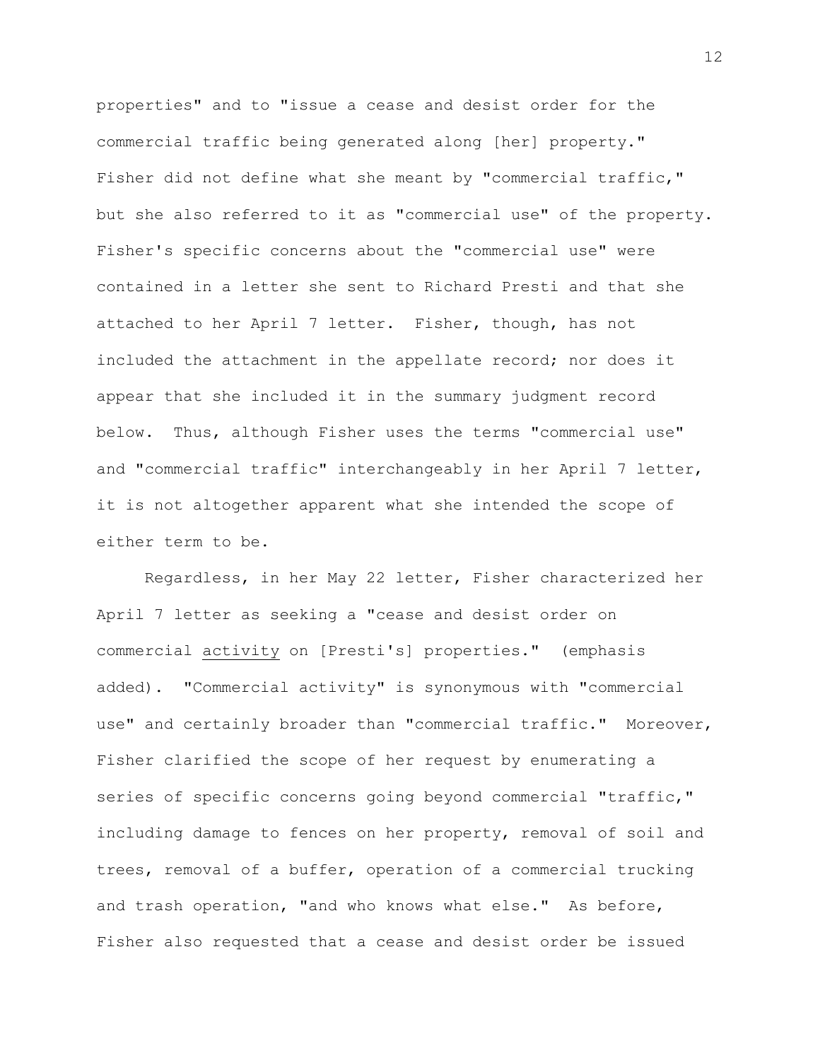properties" and to "issue a cease and desist order for the commercial traffic being generated along [her] property." Fisher did not define what she meant by "commercial traffic," but she also referred to it as "commercial use" of the property. Fisher's specific concerns about the "commercial use" were contained in a letter she sent to Richard Presti and that she attached to her April 7 letter. Fisher, though, has not included the attachment in the appellate record; nor does it appear that she included it in the summary judgment record below. Thus, although Fisher uses the terms "commercial use" and "commercial traffic" interchangeably in her April 7 letter, it is not altogether apparent what she intended the scope of either term to be.

Regardless, in her May 22 letter, Fisher characterized her April 7 letter as seeking a "cease and desist order on commercial <u>activity</u> on [Presti's] properties." (emphasis added). "Commercial activity" is synonymous with "commercial use" and certainly broader than "commercial traffic." Moreover, Fisher clarified the scope of her request by enumerating a series of specific concerns going beyond commercial "traffic," including damage to fences on her property, removal of soil and trees, removal of a buffer, operation of a commercial trucking and trash operation, "and who knows what else." As before, Fisher also requested that a cease and desist order be issued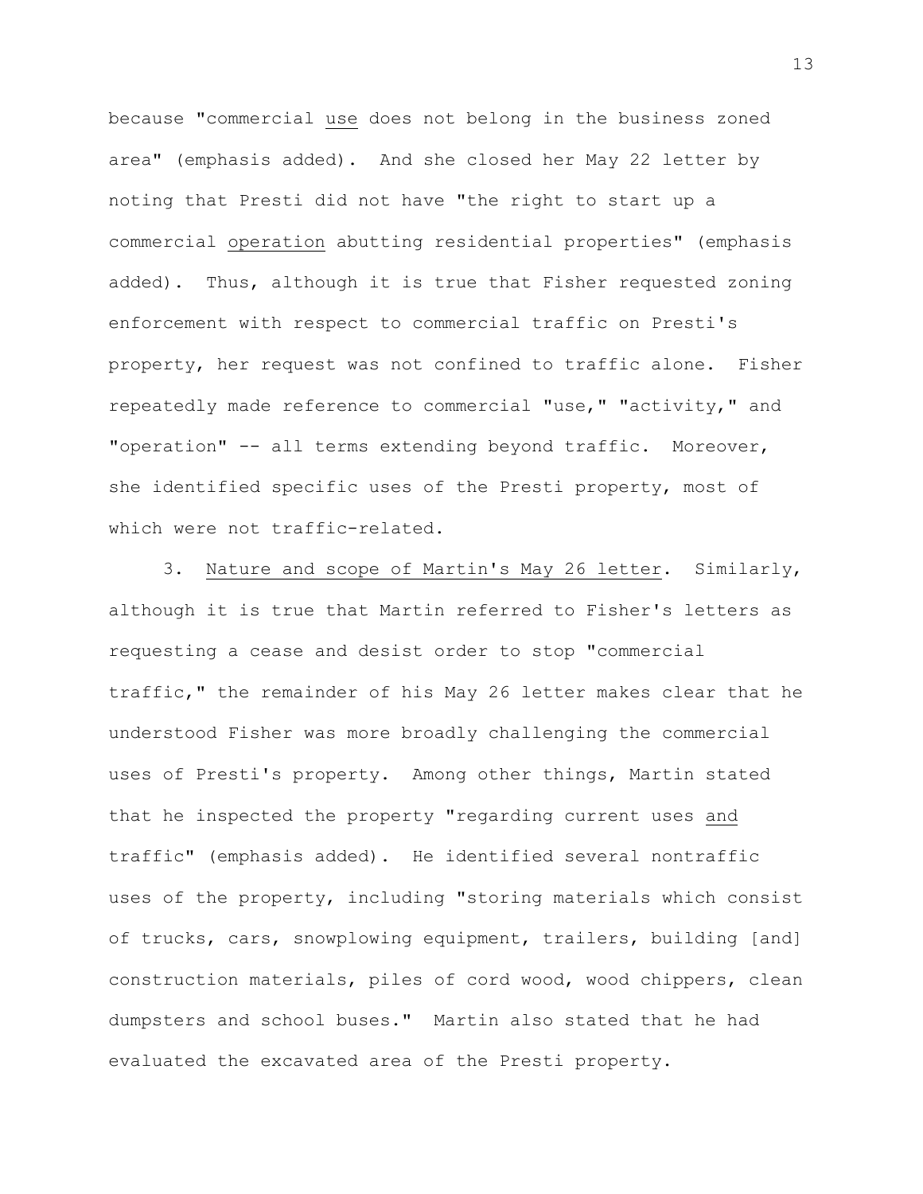because "commercial <u>use</u> does not belong in the business zoned area" (emphasis added). And she closed her May 22 letter by noting that Presti did not have "the right to start up a commercial <u>operation</u> abutting residential properties" (emphasis added). Thus, although it is true that Fisher requested zoning enforcement with respect to commercial traffic on Presti's property, her request was not confined to traffic alone. Fisher repeatedly made reference to commercial "use," "activity," and "operation" -- all terms extending beyond traffic. Moreover, she identified specific uses of the Presti property, most of which were not traffic-related.

3. <u>Nature and scope of Martin's May 26 letter</u>. Similarly, although it is true that Martin referred to Fisher's letters as requesting a cease and desist order to stop "commercial traffic," the remainder of his May 26 letter makes clear that he understood Fisher was more broadly challenging the commercial uses of Presti's property. Among other things, Martin stated that he inspected the property "regarding current uses <u>and</u> traffic" (emphasis added). He identified several nontraffic uses of the property, including "storing materials which consist of trucks, cars, snowplowing equipment, trailers, building [and] construction materials, piles of cord wood, wood chippers, clean dumpsters and school buses." Martin also stated that he had evaluated the excavated area of the Presti property.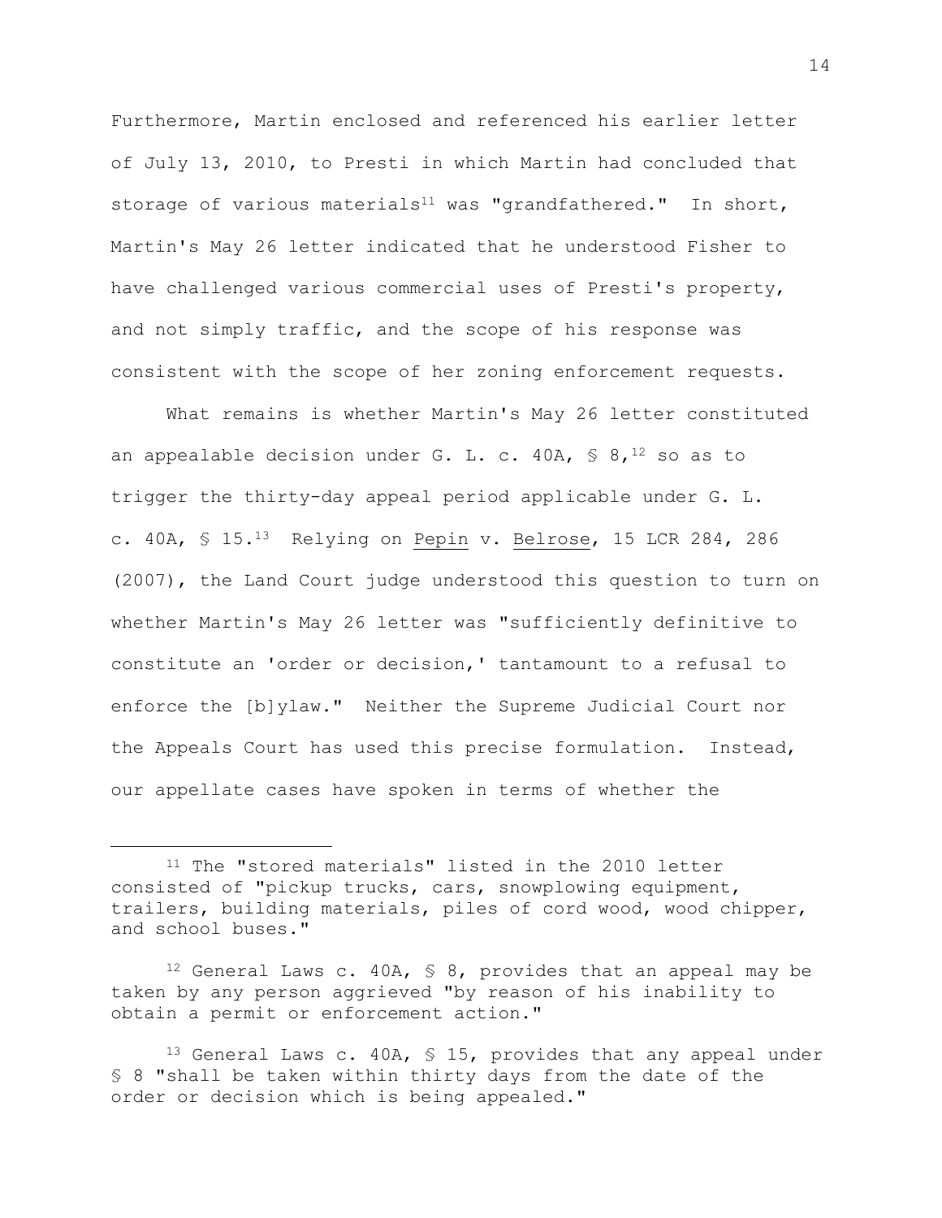Furthermore, Martin enclosed and referenced his earlier letter of July 13, 2010, to Presti in which Martin had concluded that storage of various materials[11] was "grandfathered." In short, Martin's May 26 letter indicated that he understood Fisher to have challenged various commercial uses of Presti's property, and not simply traffic, and the scope of his response was consistent with the scope of her zoning enforcement requests.

What remains is whether Martin's May 26 letter constituted an appealable decision under G. L. c. 40A, § 8,[12] so as to trigger the thirty-day appeal period applicable under G. L. c. 40A, § 15.[13] Relying on Pepin v. Belrose, 15 LCR 284, 286 (2007), the Land Court judge understood this question to turn on whether Martin's May 26 letter was "sufficiently definitive to constitute an 'order or decision,' tantamount to a refusal to enforce the [b]ylaw." Neither the Supreme Judicial Court nor the Appeals Court has used this precise formulation. Instead, our appellate cases have spoken in terms of whether the

---

[11] The "stored materials" listed in the 2010 letter consisted of "pickup trucks, cars, snowplowing equipment, trailers, building materials, piles of cord wood, wood chipper, and school buses."

[12] General Laws c. 40A, § 8, provides that an appeal may be taken by any person aggrieved "by reason of his inability to obtain a permit or enforcement action."

[13] General Laws c. 40A, § 15, provides that any appeal under § 8 "shall be taken within thirty days from the date of the order or decision which is being appealed."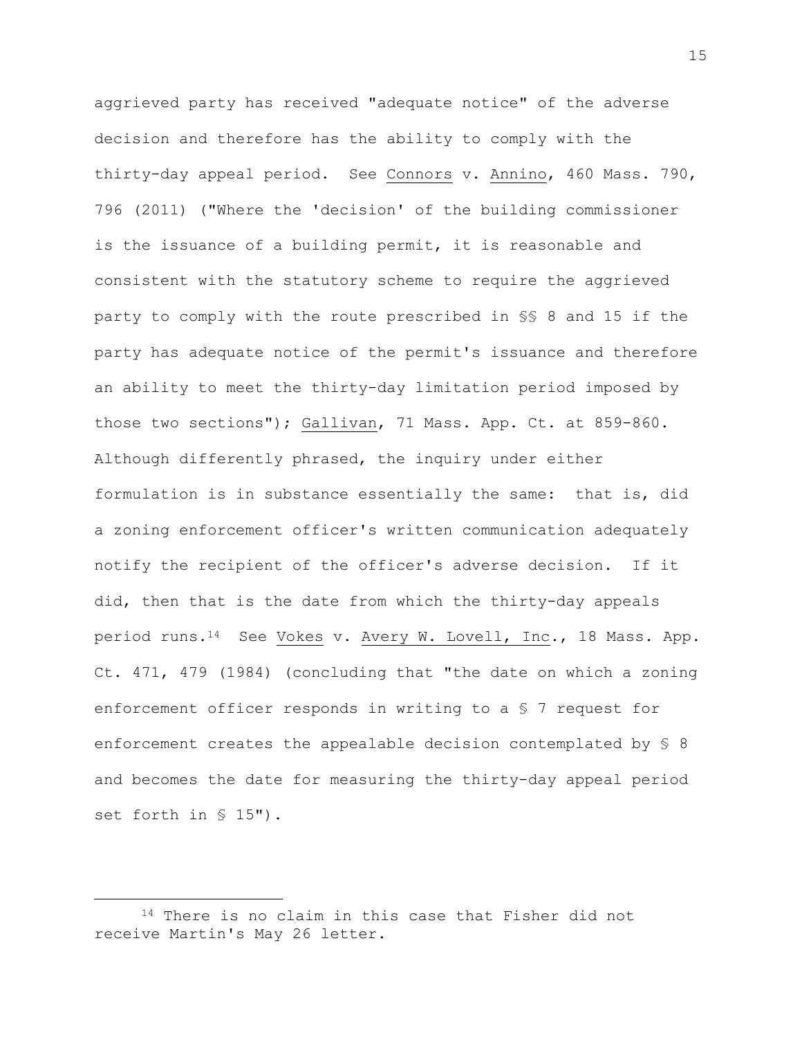aggrieved party has received "adequate notice" of the adverse decision and therefore has the ability to comply with the thirty-day appeal period. See Connors v. Annino, 460 Mass. 790, 796 (2011) ("Where the 'decision' of the building commissioner is the issuance of a building permit, it is reasonable and consistent with the statutory scheme to require the aggrieved party to comply with the route prescribed in §§ 8 and 15 if the party has adequate notice of the permit's issuance and therefore an ability to meet the thirty-day limitation period imposed by those two sections"); Gallivan, 71 Mass. App. Ct. at 859-860. Although differently phrased, the inquiry under either formulation is in substance essentially the same: that is, did a zoning enforcement officer's written communication adequately notify the recipient of the officer's adverse decision. If it did, then that is the date from which the thirty-day appeals period runs.[14] See Vokes v. Avery W. Lovell, Inc., 18 Mass. App. Ct. 471, 479 (1984) (concluding that "the date on which a zoning enforcement officer responds in writing to a § 7 request for enforcement creates the appealable decision contemplated by § 8 and becomes the date for measuring the thirty-day appeal period set forth in § 15").

---

[14] There is no claim in this case that Fisher did not receive Martin's May 26 letter.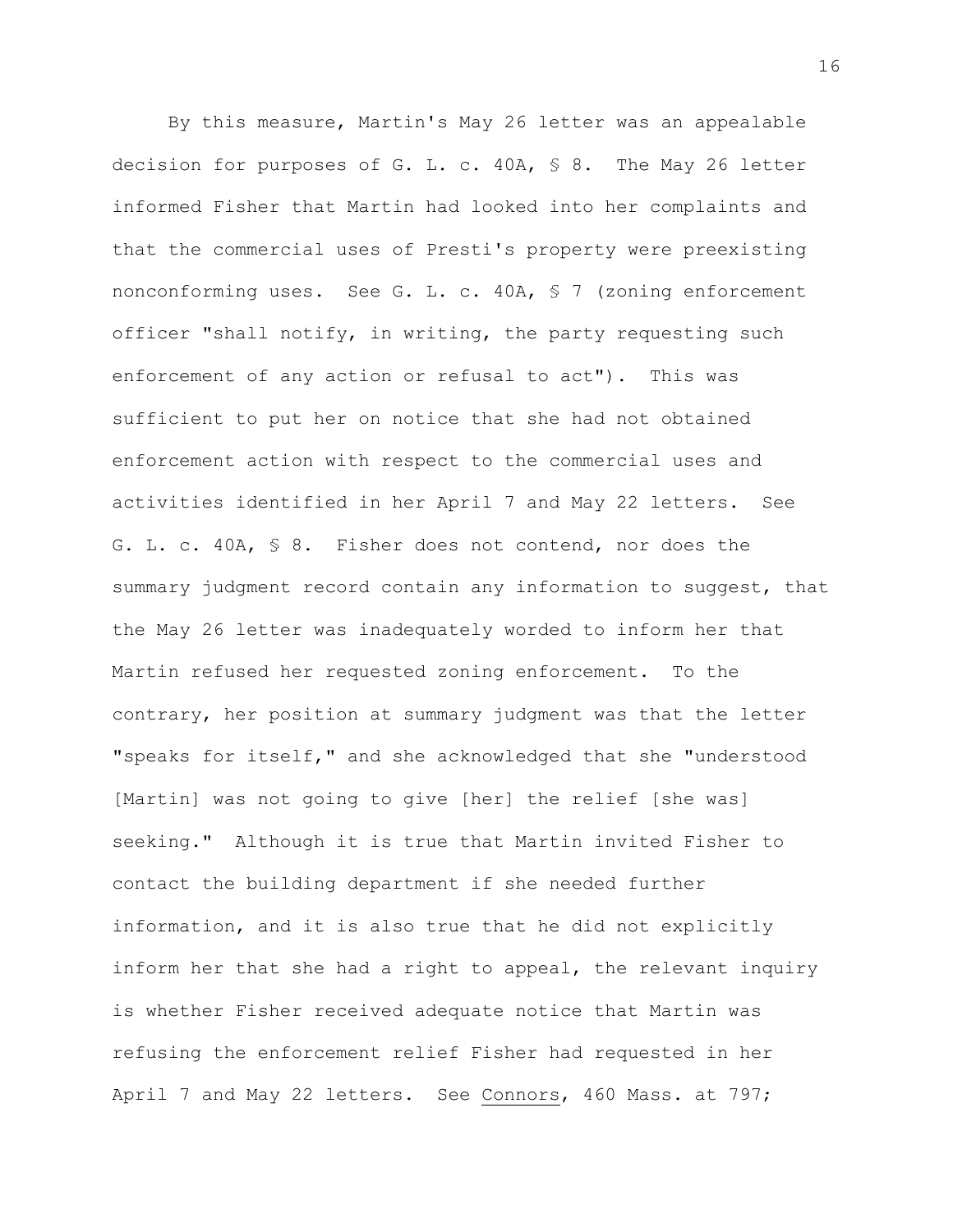By this measure, Martin's May 26 letter was an appealable decision for purposes of G. L. c. 40A, § 8. The May 26 letter informed Fisher that Martin had looked into her complaints and that the commercial uses of Presti's property were preexisting nonconforming uses. See G. L. c. 40A, § 7 (zoning enforcement officer "shall notify, in writing, the party requesting such enforcement of any action or refusal to act"). This was sufficient to put her on notice that she had not obtained enforcement action with respect to the commercial uses and activities identified in her April 7 and May 22 letters. See G. L. c. 40A, § 8. Fisher does not contend, nor does the summary judgment record contain any information to suggest, that the May 26 letter was inadequately worded to inform her that Martin refused her requested zoning enforcement. To the contrary, her position at summary judgment was that the letter "speaks for itself," and she acknowledged that she "understood [Martin] was not going to give [her] the relief [she was] seeking." Although it is true that Martin invited Fisher to contact the building department if she needed further information, and it is also true that he did not explicitly inform her that she had a right to appeal, the relevant inquiry is whether Fisher received adequate notice that Martin was refusing the enforcement relief Fisher had requested in her April 7 and May 22 letters. See <u>Connors</u>, 460 Mass. at 797;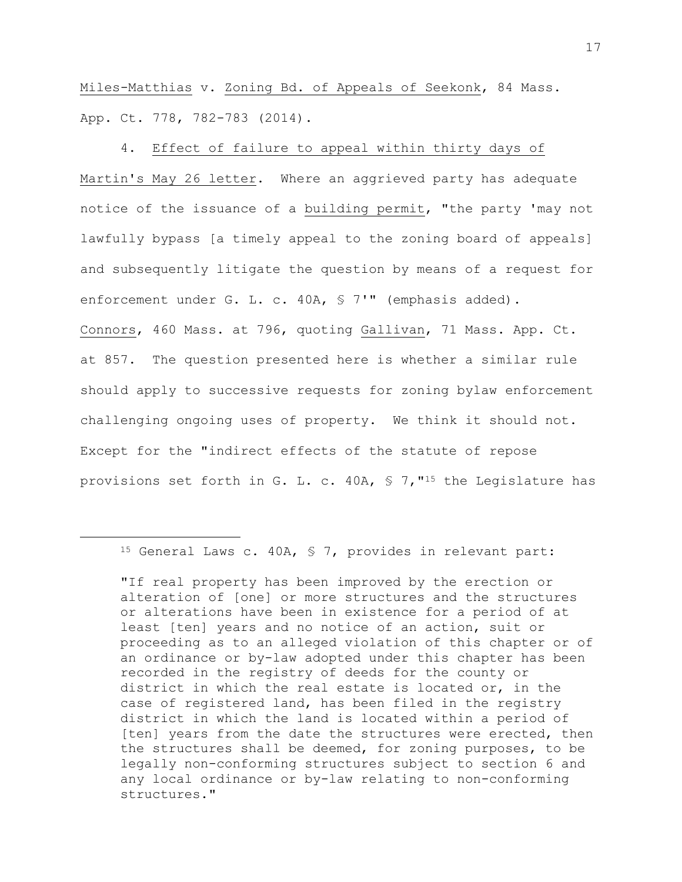Miles-Matthias v. Zoning Bd. of Appeals of Seekonk, 84 Mass. App. Ct. 778, 782-783 (2014).

4. Effect of failure to appeal within thirty days of Martin's May 26 letter. Where an aggrieved party has adequate notice of the issuance of a building permit, "the party 'may not lawfully bypass [a timely appeal to the zoning board of appeals] and subsequently litigate the question by means of a request for enforcement under G. L. c. 40A, § 7'" (emphasis added). Connors, 460 Mass. at 796, quoting Gallivan, 71 Mass. App. Ct. at 857. The question presented here is whether a similar rule should apply to successive requests for zoning bylaw enforcement challenging ongoing uses of property. We think it should not. Except for the "indirect effects of the statute of repose provisions set forth in G. L. c. 40A, § 7,"[15] the Legislature has

---

[15] General Laws c. 40A, § 7, provides in relevant part:

> "If real property has been improved by the erection or alteration of [one] or more structures and the structures or alterations have been in existence for a period of at least [ten] years and no notice of an action, suit or proceeding as to an alleged violation of this chapter or of an ordinance or by-law adopted under this chapter has been recorded in the registry of deeds for the county or district in which the real estate is located or, in the case of registered land, has been filed in the registry district in which the land is located within a period of [ten] years from the date the structures were erected, then the structures shall be deemed, for zoning purposes, to be legally non-conforming structures subject to section 6 and any local ordinance or by-law relating to non-conforming structures."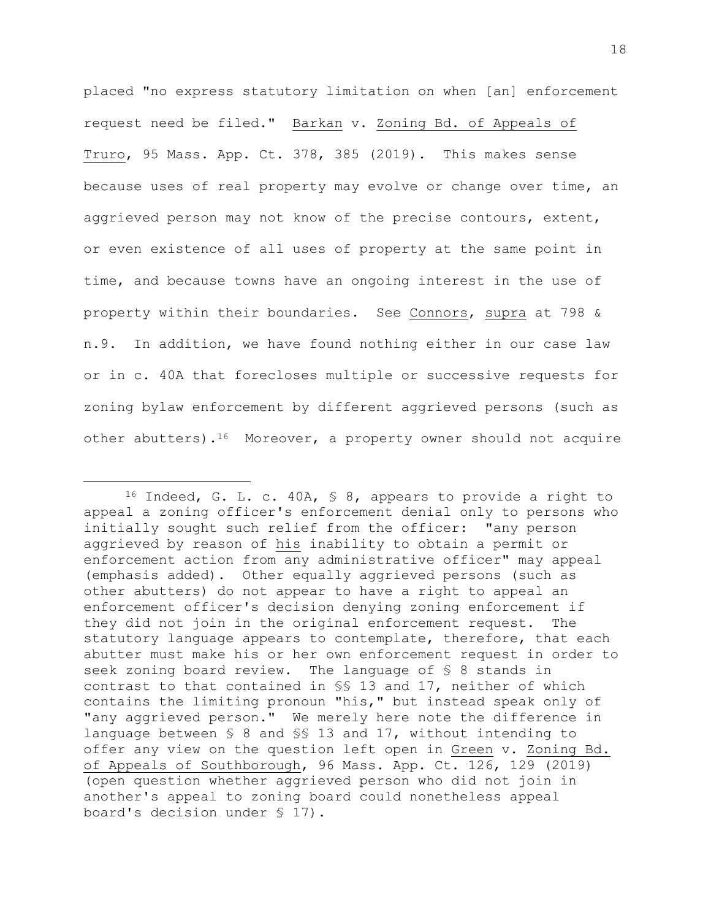placed "no express statutory limitation on when [an] enforcement request need be filed." Barkan v. Zoning Bd. of Appeals of Truro, 95 Mass. App. Ct. 378, 385 (2019). This makes sense because uses of real property may evolve or change over time, an aggrieved person may not know of the precise contours, extent, or even existence of all uses of property at the same point in time, and because towns have an ongoing interest in the use of property within their boundaries. See Connors, supra at 798 & n.9. In addition, we have found nothing either in our case law or in c. 40A that forecloses multiple or successive requests for zoning bylaw enforcement by different aggrieved persons (such as other abutters).[16] Moreover, a property owner should not acquire

---

[16] Indeed, G. L. c. 40A, § 8, appears to provide a right to appeal a zoning officer's enforcement denial only to persons who initially sought such relief from the officer: "any person aggrieved by reason of _his_ inability to obtain a permit or enforcement action from any administrative officer" may appeal (emphasis added). Other equally aggrieved persons (such as other abutters) do not appear to have a right to appeal an enforcement officer's decision denying zoning enforcement if they did not join in the original enforcement request. The statutory language appears to contemplate, therefore, that each abutter must make his or her own enforcement request in order to seek zoning board review. The language of § 8 stands in contrast to that contained in §§ 13 and 17, neither of which contains the limiting pronoun "his," but instead speak only of "any aggrieved person." We merely here note the difference in language between § 8 and §§ 13 and 17, without intending to offer any view on the question left open in Green v. Zoning Bd. of Appeals of Southborough, 96 Mass. App. Ct. 126, 129 (2019) (open question whether aggrieved person who did not join in another's appeal to zoning board could nonetheless appeal board's decision under § 17).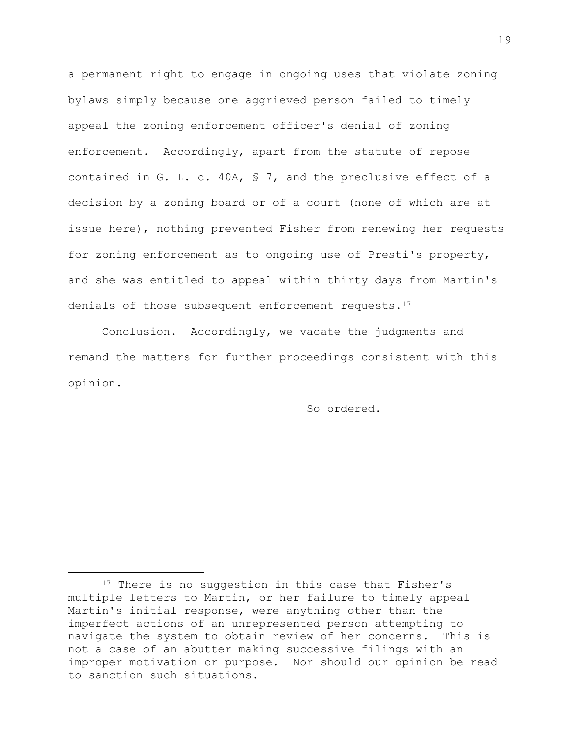a permanent right to engage in ongoing uses that violate zoning bylaws simply because one aggrieved person failed to timely appeal the zoning enforcement officer's denial of zoning enforcement. Accordingly, apart from the statute of repose contained in G. L. c. 40A, § 7, and the preclusive effect of a decision by a zoning board or of a court (none of which are at issue here), nothing prevented Fisher from renewing her requests for zoning enforcement as to ongoing use of Presti's property, and she was entitled to appeal within thirty days from Martin's denials of those subsequent enforcement requests.[17]

Conclusion. Accordingly, we vacate the judgments and remand the matters for further proceedings consistent with this opinion.

So ordered.

---

[17] There is no suggestion in this case that Fisher's multiple letters to Martin, or her failure to timely appeal Martin's initial response, were anything other than the imperfect actions of an unrepresented person attempting to navigate the system to obtain review of her concerns. This is not a case of an abutter making successive filings with an improper motivation or purpose. Nor should our opinion be read to sanction such situations.